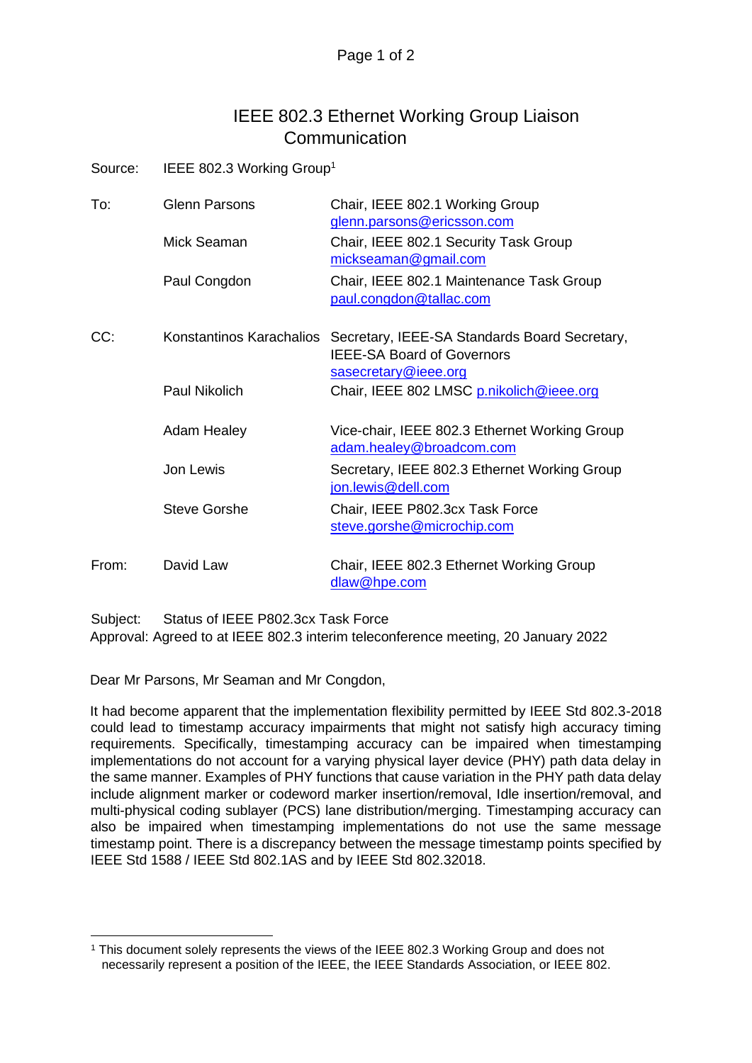# IEEE 802.3 Ethernet Working Group Liaison Communication

Source: IEEE 802.3 Working Group[1]

| | | |
|---|---|---|
| To: | Glenn Parsons | Chair, IEEE 802.1 Working Group glenn.parsons@ericsson.com |
| | Mick Seaman | Chair, IEEE 802.1 Security Task Group mickseaman@gmail.com |
| | Paul Congdon | Chair, IEEE 802.1 Maintenance Task Group paul.congdon@tallac.com |
| CC: | Konstantinos Karachalios | Secretary, IEEE-SA Standards Board Secretary, IEEE-SA Board of Governors sasecretary@ieee.org |
| | Paul Nikolich | Chair, IEEE 802 LMSC p.nikolich@ieee.org |
| | Adam Healey | Vice-chair, IEEE 802.3 Ethernet Working Group adam.healey@broadcom.com |
| | Jon Lewis | Secretary, IEEE 802.3 Ethernet Working Group jon.lewis@dell.com |
| | Steve Gorshe | Chair, IEEE P802.3cx Task Force steve.gorshe@microchip.com |
| From: | David Law | Chair, IEEE 802.3 Ethernet Working Group dlaw@hpe.com |

Subject: Status of IEEE P802.3cx Task Force

Approval: Agreed to at IEEE 802.3 interim teleconference meeting, 20 January 2022

Dear Mr Parsons, Mr Seaman and Mr Congdon,

It had become apparent that the implementation flexibility permitted by IEEE Std 802.3-2018 could lead to timestamp accuracy impairments that might not satisfy high accuracy timing requirements. Specifically, timestamping accuracy can be impaired when timestamping implementations do not account for a varying physical layer device (PHY) path data delay in the same manner. Examples of PHY functions that cause variation in the PHY path data delay include alignment marker or codeword marker insertion/removal, Idle insertion/removal, and multi-physical coding sublayer (PCS) lane distribution/merging. Timestamping accuracy can also be impaired when timestamping implementations do not use the same message timestamp point. There is a discrepancy between the message timestamp points specified by IEEE Std 1588 / IEEE Std 802.1AS and by IEEE Std 802.32018.

[1] This document solely represents the views of the IEEE 802.3 Working Group and does not necessarily represent a position of the IEEE, the IEEE Standards Association, or IEEE 802.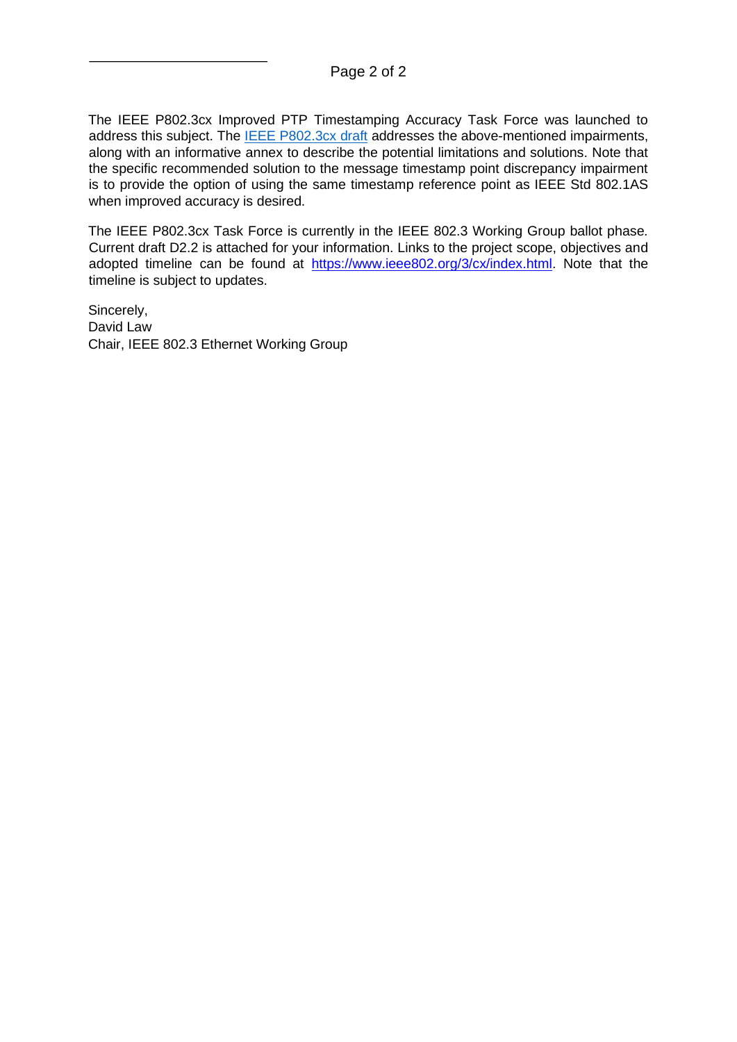The IEEE P802.3cx Improved PTP Timestamping Accuracy Task Force was launched to address this subject. The [IEEE P802.3cx draft]() addresses the above-mentioned impairments, along with an informative annex to describe the potential limitations and solutions. Note that the specific recommended solution to the message timestamp point discrepancy impairment is to provide the option of using the same timestamp reference point as IEEE Std 802.1AS when improved accuracy is desired.

The IEEE P802.3cx Task Force is currently in the IEEE 802.3 Working Group ballot phase. Current draft D2.2 is attached for your information. Links to the project scope, objectives and adopted timeline can be found at https://www.ieee802.org/3/cx/index.html. Note that the timeline is subject to updates.

Sincerely,
David Law
Chair, IEEE 802.3 Ethernet Working Group